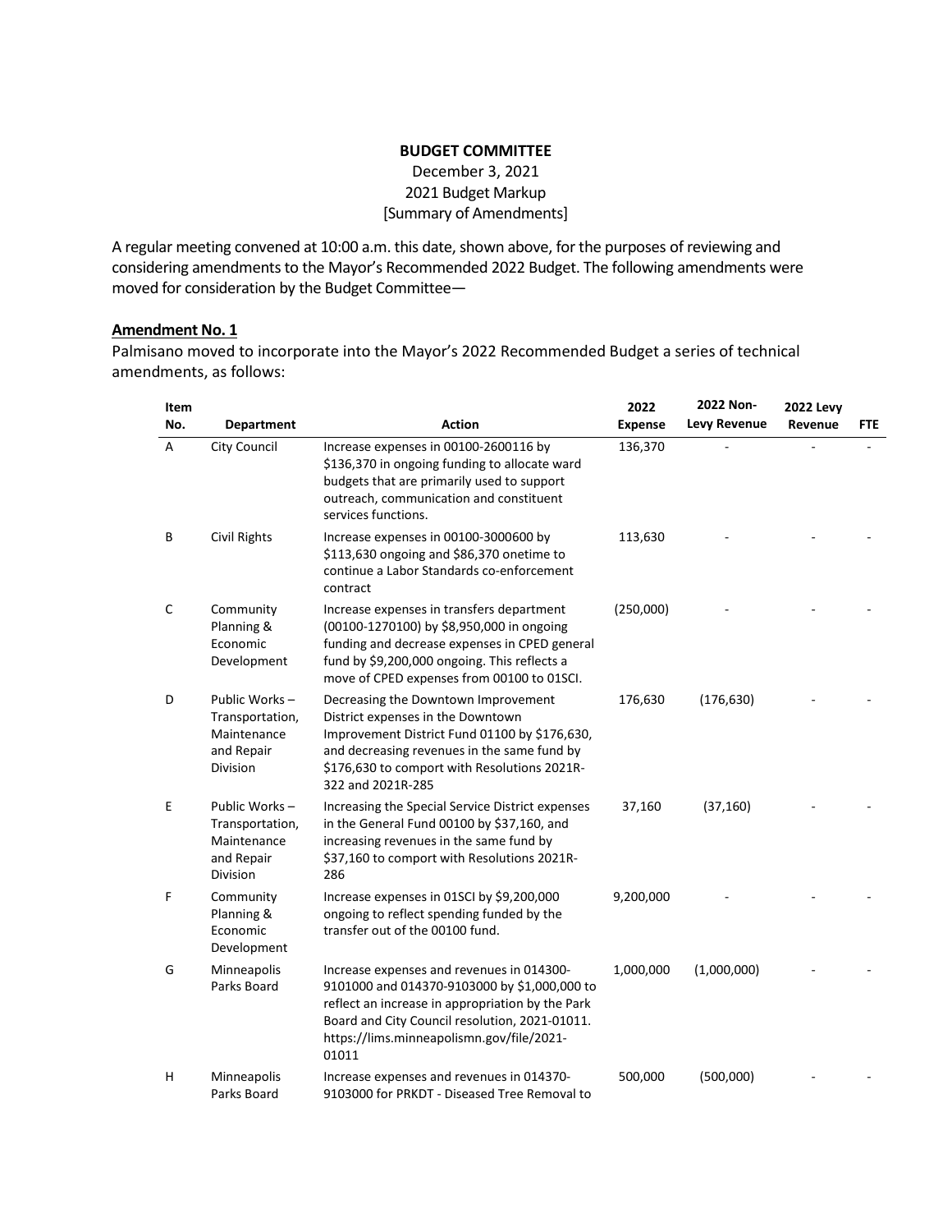**BUDGET COMMITTEE**

December 3, 2021
2021 Budget Markup
[Summary of Amendments]

A regular meeting convened at 10:00 a.m. this date, shown above, for the purposes of reviewing and considering amendments to the Mayor's Recommended 2022 Budget. The following amendments were moved for consideration by the Budget Committee—

**Amendment No. 1**

Palmisano moved to incorporate into the Mayor's 2022 Recommended Budget a series of technical amendments, as follows:

| Item No. | Department | Action | 2022 Expense | 2022 Non-Levy Revenue | 2022 Levy Revenue | FTE |
|---|---|---|---|---|---|---|
| A | City Council | Increase expenses in 00100-2600116 by $136,370 in ongoing funding to allocate ward budgets that are primarily used to support outreach, communication and constituent services functions. | 136,370 | - | - | - |
| B | Civil Rights | Increase expenses in 00100-3000600 by $113,630 ongoing and $86,370 onetime to continue a Labor Standards co-enforcement contract | 113,630 | - | - | - |
| C | Community Planning & Economic Development | Increase expenses in transfers department (00100-1270100) by $8,950,000 in ongoing funding and decrease expenses in CPED general fund by $9,200,000 ongoing. This reflects a move of CPED expenses from 00100 to 01SCI. | (250,000) | - | - | - |
| D | Public Works – Transportation, Maintenance and Repair Division | Decreasing the Downtown Improvement District expenses in the Downtown Improvement District Fund 01100 by $176,630, and decreasing revenues in the same fund by $176,630 to comport with Resolutions 2021R-322 and 2021R-285 | 176,630 | (176,630) | - | - |
| E | Public Works – Transportation, Maintenance and Repair Division | Increasing the Special Service District expenses in the General Fund 00100 by $37,160, and increasing revenues in the same fund by $37,160 to comport with Resolutions 2021R-286 | 37,160 | (37,160) | - | - |
| F | Community Planning & Economic Development | Increase expenses in 01SCI by $9,200,000 ongoing to reflect spending funded by the transfer out of the 00100 fund. | 9,200,000 | - | - | - |
| G | Minneapolis Parks Board | Increase expenses and revenues in 014300-9101000 and 014370-9103000 by $1,000,000 to reflect an increase in appropriation by the Park Board and City Council resolution, 2021-01011. https://lims.minneapolismn.gov/file/2021-01011 | 1,000,000 | (1,000,000) | - | - |
| H | Minneapolis Parks Board | Increase expenses and revenues in 014370-9103000 for PRKDT - Diseased Tree Removal to | 500,000 | (500,000) | - | - |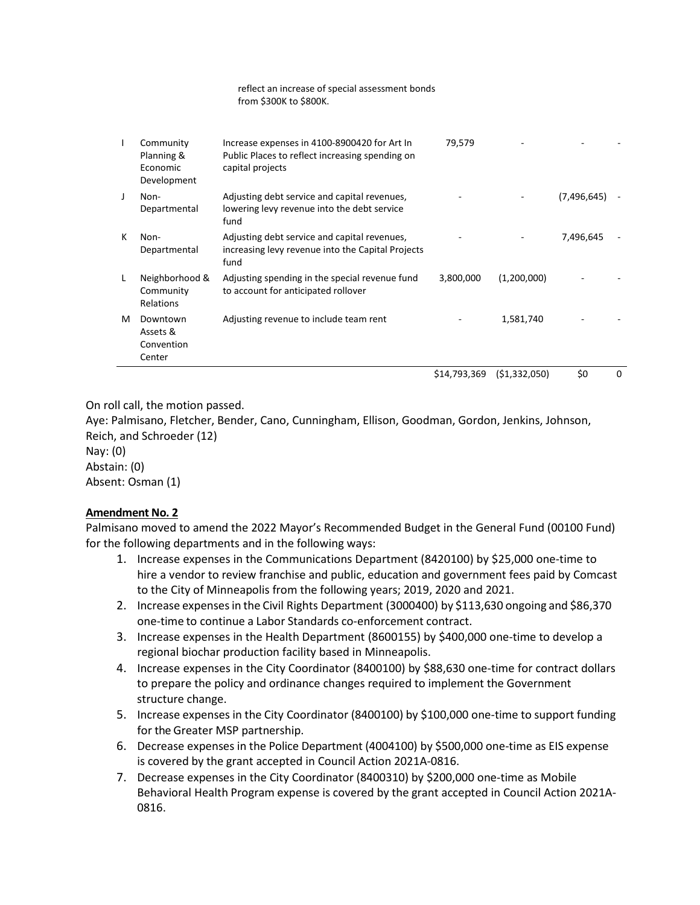reflect an increase of special assessment bonds from $300K to $800K.

| | | | | | | |
|---|---|---|---|---|---|---|
| I | Community Planning & Economic Development | Increase expenses in 4100-8900420 for Art In Public Places to reflect increasing spending on capital projects | 79,579 | - | - | - |
| J | Non-Departmental | Adjusting debt service and capital revenues, lowering levy revenue into the debt service fund | - | - | (7,496,645) | - |
| K | Non-Departmental | Adjusting debt service and capital revenues, increasing levy revenue into the Capital Projects fund | - | - | 7,496,645 | - |
| L | Neighborhood & Community Relations | Adjusting spending in the special revenue fund to account for anticipated rollover | 3,800,000 | (1,200,000) | - | - |
| M | Downtown Assets & Convention Center | Adjusting revenue to include team rent | - | 1,581,740 | - | - |
| | | | $14,793,369 | ($1,332,050) | $0 | 0 |

On roll call, the motion passed.
Aye: Palmisano, Fletcher, Bender, Cano, Cunningham, Ellison, Goodman, Gordon, Jenkins, Johnson, Reich, and Schroeder (12)
Nay: (0)
Abstain: (0)
Absent: Osman (1)

**Amendment No. 2**

Palmisano moved to amend the 2022 Mayor's Recommended Budget in the General Fund (00100 Fund) for the following departments and in the following ways:

1. Increase expenses in the Communications Department (8420100) by $25,000 one-time to hire a vendor to review franchise and public, education and government fees paid by Comcast to the City of Minneapolis from the following years; 2019, 2020 and 2021.
2. Increase expenses in the Civil Rights Department (3000400) by $113,630 ongoing and $86,370 one-time to continue a Labor Standards co-enforcement contract.
3. Increase expenses in the Health Department (8600155) by $400,000 one-time to develop a regional biochar production facility based in Minneapolis.
4. Increase expenses in the City Coordinator (8400100) by $88,630 one-time for contract dollars to prepare the policy and ordinance changes required to implement the Government structure change.
5. Increase expenses in the City Coordinator (8400100) by $100,000 one-time to support funding for the Greater MSP partnership.
6. Decrease expenses in the Police Department (4004100) by $500,000 one-time as EIS expense is covered by the grant accepted in Council Action 2021A-0816.
7. Decrease expenses in the City Coordinator (8400310) by $200,000 one-time as Mobile Behavioral Health Program expense is covered by the grant accepted in Council Action 2021A-0816.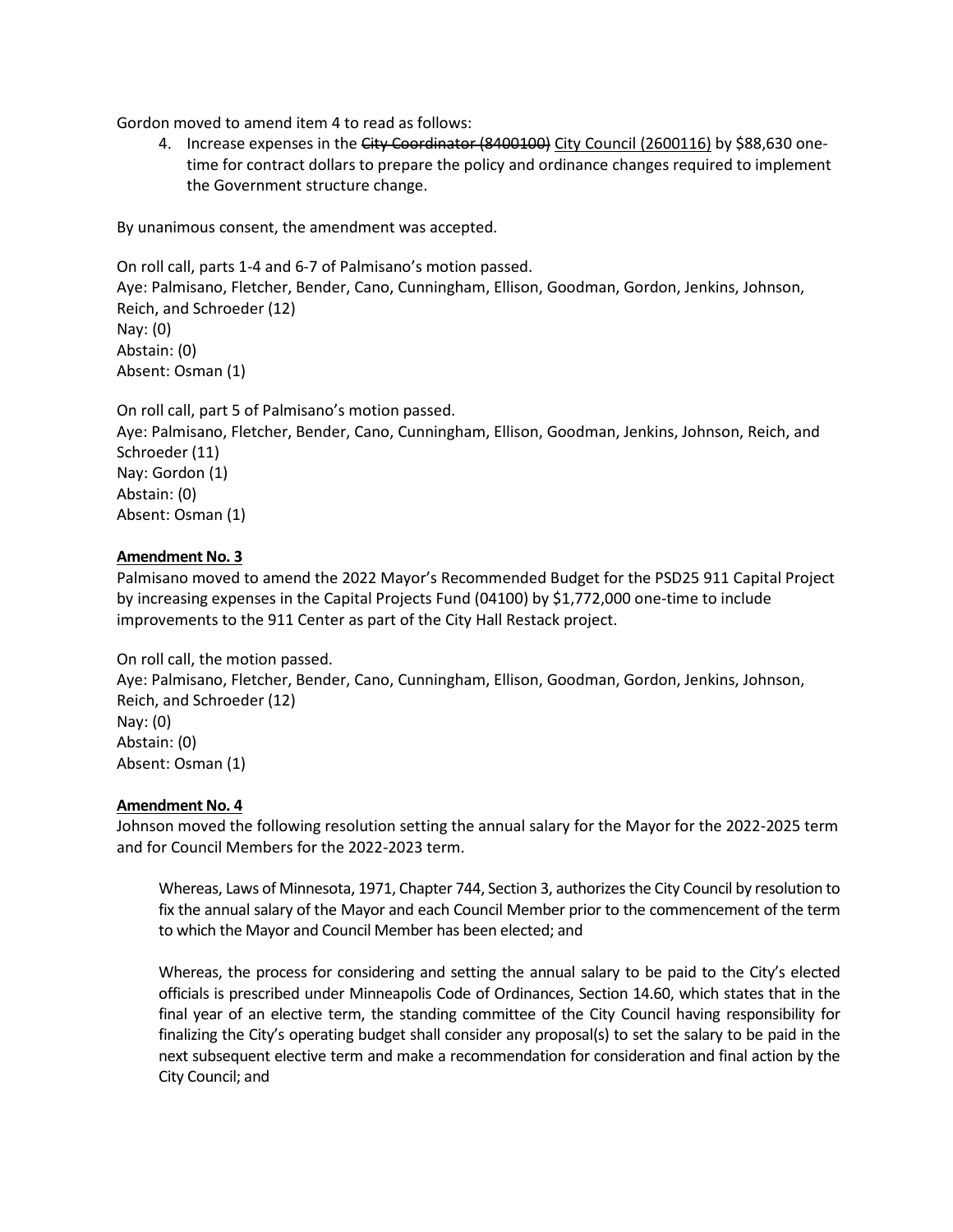Gordon moved to amend item 4 to read as follows:

4. Increase expenses in the ~~City Coordinator (8400100)~~ City Council (2600116) by $88,630 one-time for contract dollars to prepare the policy and ordinance changes required to implement the Government structure change.

By unanimous consent, the amendment was accepted.

On roll call, parts 1-4 and 6-7 of Palmisano's motion passed.
Aye: Palmisano, Fletcher, Bender, Cano, Cunningham, Ellison, Goodman, Gordon, Jenkins, Johnson, Reich, and Schroeder (12)
Nay: (0)
Abstain: (0)
Absent: Osman (1)

On roll call, part 5 of Palmisano's motion passed.
Aye: Palmisano, Fletcher, Bender, Cano, Cunningham, Ellison, Goodman, Jenkins, Johnson, Reich, and Schroeder (11)
Nay: Gordon (1)
Abstain: (0)
Absent: Osman (1)

**Amendment No. 3**

Palmisano moved to amend the 2022 Mayor's Recommended Budget for the PSD25 911 Capital Project by increasing expenses in the Capital Projects Fund (04100) by $1,772,000 one-time to include improvements to the 911 Center as part of the City Hall Restack project.

On roll call, the motion passed.
Aye: Palmisano, Fletcher, Bender, Cano, Cunningham, Ellison, Goodman, Gordon, Jenkins, Johnson, Reich, and Schroeder (12)
Nay: (0)
Abstain: (0)
Absent: Osman (1)

**Amendment No. 4**

Johnson moved the following resolution setting the annual salary for the Mayor for the 2022-2025 term and for Council Members for the 2022-2023 term.

> Whereas, Laws of Minnesota, 1971, Chapter 744, Section 3, authorizes the City Council by resolution to fix the annual salary of the Mayor and each Council Member prior to the commencement of the term to which the Mayor and Council Member has been elected; and
>
> Whereas, the process for considering and setting the annual salary to be paid to the City's elected officials is prescribed under Minneapolis Code of Ordinances, Section 14.60, which states that in the final year of an elective term, the standing committee of the City Council having responsibility for finalizing the City's operating budget shall consider any proposal(s) to set the salary to be paid in the next subsequent elective term and make a recommendation for consideration and final action by the City Council; and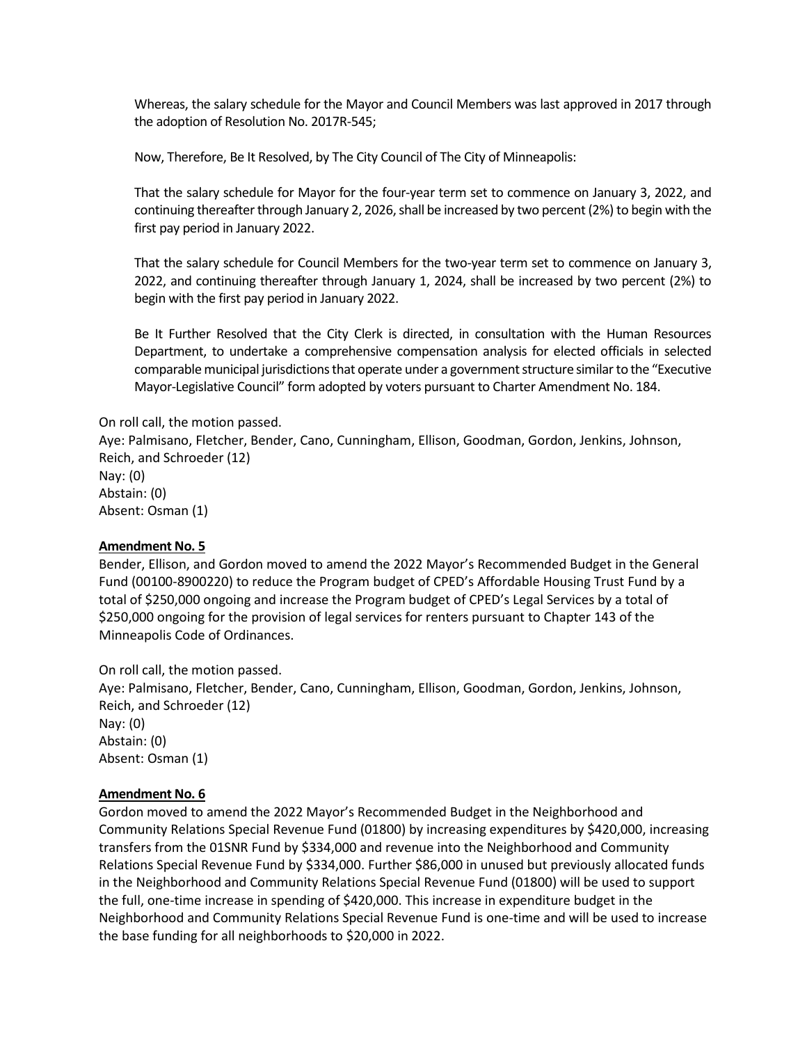Whereas, the salary schedule for the Mayor and Council Members was last approved in 2017 through the adoption of Resolution No. 2017R-545;

Now, Therefore, Be It Resolved, by The City Council of The City of Minneapolis:

That the salary schedule for Mayor for the four-year term set to commence on January 3, 2022, and continuing thereafter through January 2, 2026, shall be increased by two percent (2%) to begin with the first pay period in January 2022.

That the salary schedule for Council Members for the two-year term set to commence on January 3, 2022, and continuing thereafter through January 1, 2024, shall be increased by two percent (2%) to begin with the first pay period in January 2022.

Be It Further Resolved that the City Clerk is directed, in consultation with the Human Resources Department, to undertake a comprehensive compensation analysis for elected officials in selected comparable municipal jurisdictions that operate under a government structure similar to the "Executive Mayor-Legislative Council" form adopted by voters pursuant to Charter Amendment No. 184.

On roll call, the motion passed.
Aye: Palmisano, Fletcher, Bender, Cano, Cunningham, Ellison, Goodman, Gordon, Jenkins, Johnson, Reich, and Schroeder (12)
Nay: (0)
Abstain: (0)
Absent: Osman (1)

**Amendment No. 5**

Bender, Ellison, and Gordon moved to amend the 2022 Mayor's Recommended Budget in the General Fund (00100-8900220) to reduce the Program budget of CPED's Affordable Housing Trust Fund by a total of $250,000 ongoing and increase the Program budget of CPED's Legal Services by a total of $250,000 ongoing for the provision of legal services for renters pursuant to Chapter 143 of the Minneapolis Code of Ordinances.

On roll call, the motion passed.
Aye: Palmisano, Fletcher, Bender, Cano, Cunningham, Ellison, Goodman, Gordon, Jenkins, Johnson, Reich, and Schroeder (12)
Nay: (0)
Abstain: (0)
Absent: Osman (1)

**Amendment No. 6**

Gordon moved to amend the 2022 Mayor's Recommended Budget in the Neighborhood and Community Relations Special Revenue Fund (01800) by increasing expenditures by $420,000, increasing transfers from the 01SNR Fund by $334,000 and revenue into the Neighborhood and Community Relations Special Revenue Fund by $334,000. Further $86,000 in unused but previously allocated funds in the Neighborhood and Community Relations Special Revenue Fund (01800) will be used to support the full, one-time increase in spending of $420,000. This increase in expenditure budget in the Neighborhood and Community Relations Special Revenue Fund is one-time and will be used to increase the base funding for all neighborhoods to $20,000 in 2022.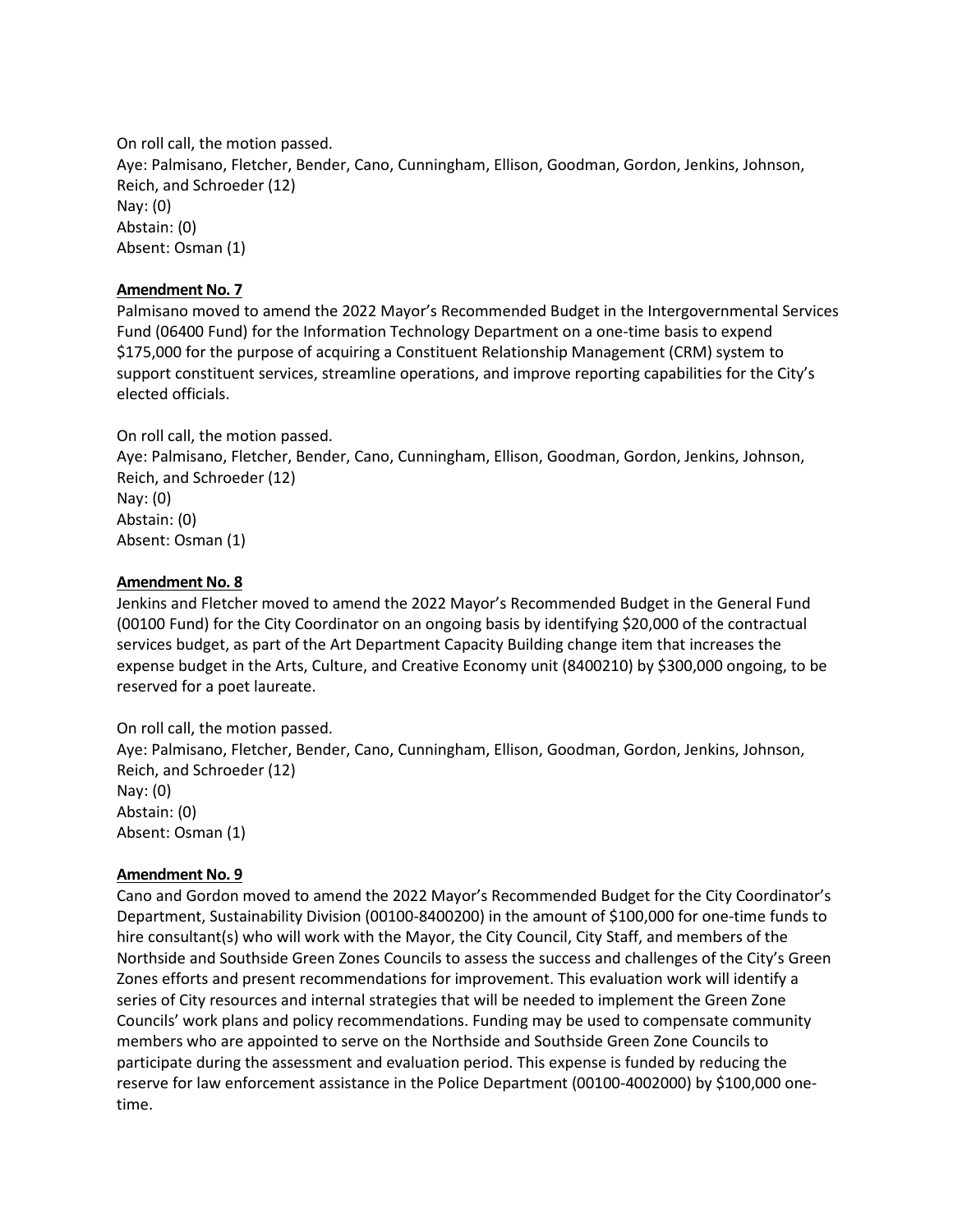On roll call, the motion passed.
Aye: Palmisano, Fletcher, Bender, Cano, Cunningham, Ellison, Goodman, Gordon, Jenkins, Johnson, Reich, and Schroeder (12)
Nay: (0)
Abstain: (0)
Absent: Osman (1)

**Amendment No. 7**

Palmisano moved to amend the 2022 Mayor's Recommended Budget in the Intergovernmental Services Fund (06400 Fund) for the Information Technology Department on a one-time basis to expend $175,000 for the purpose of acquiring a Constituent Relationship Management (CRM) system to support constituent services, streamline operations, and improve reporting capabilities for the City's elected officials.

On roll call, the motion passed.
Aye: Palmisano, Fletcher, Bender, Cano, Cunningham, Ellison, Goodman, Gordon, Jenkins, Johnson, Reich, and Schroeder (12)
Nay: (0)
Abstain: (0)
Absent: Osman (1)

**Amendment No. 8**

Jenkins and Fletcher moved to amend the 2022 Mayor's Recommended Budget in the General Fund (00100 Fund) for the City Coordinator on an ongoing basis by identifying $20,000 of the contractual services budget, as part of the Art Department Capacity Building change item that increases the expense budget in the Arts, Culture, and Creative Economy unit (8400210) by $300,000 ongoing, to be reserved for a poet laureate.

On roll call, the motion passed.
Aye: Palmisano, Fletcher, Bender, Cano, Cunningham, Ellison, Goodman, Gordon, Jenkins, Johnson, Reich, and Schroeder (12)
Nay: (0)
Abstain: (0)
Absent: Osman (1)

**Amendment No. 9**

Cano and Gordon moved to amend the 2022 Mayor's Recommended Budget for the City Coordinator's Department, Sustainability Division (00100-8400200) in the amount of $100,000 for one-time funds to hire consultant(s) who will work with the Mayor, the City Council, City Staff, and members of the Northside and Southside Green Zones Councils to assess the success and challenges of the City's Green Zones efforts and present recommendations for improvement. This evaluation work will identify a series of City resources and internal strategies that will be needed to implement the Green Zone Councils' work plans and policy recommendations. Funding may be used to compensate community members who are appointed to serve on the Northside and Southside Green Zone Councils to participate during the assessment and evaluation period. This expense is funded by reducing the reserve for law enforcement assistance in the Police Department (00100-4002000) by $100,000 one-time.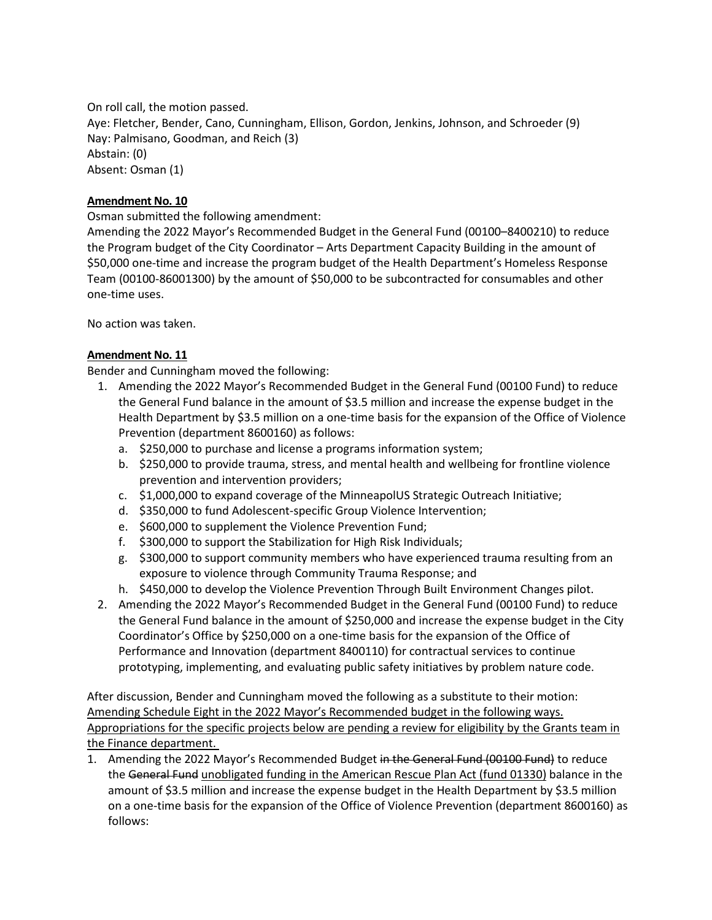On roll call, the motion passed.
Aye: Fletcher, Bender, Cano, Cunningham, Ellison, Gordon, Jenkins, Johnson, and Schroeder (9)
Nay: Palmisano, Goodman, and Reich (3)
Abstain: (0)
Absent: Osman (1)

**Amendment No. 10**

Osman submitted the following amendment:
Amending the 2022 Mayor's Recommended Budget in the General Fund (00100–8400210) to reduce the Program budget of the City Coordinator – Arts Department Capacity Building in the amount of $50,000 one-time and increase the program budget of the Health Department's Homeless Response Team (00100-86001300) by the amount of $50,000 to be subcontracted for consumables and other one-time uses.

No action was taken.

**Amendment No. 11**

Bender and Cunningham moved the following:

1. Amending the 2022 Mayor's Recommended Budget in the General Fund (00100 Fund) to reduce the General Fund balance in the amount of $3.5 million and increase the expense budget in the Health Department by $3.5 million on a one-time basis for the expansion of the Office of Violence Prevention (department 8600160) as follows:
   a. $250,000 to purchase and license a programs information system;
   b. $250,000 to provide trauma, stress, and mental health and wellbeing for frontline violence prevention and intervention providers;
   c. $1,000,000 to expand coverage of the MinneapolUS Strategic Outreach Initiative;
   d. $350,000 to fund Adolescent-specific Group Violence Intervention;
   e. $600,000 to supplement the Violence Prevention Fund;
   f. $300,000 to support the Stabilization for High Risk Individuals;
   g. $300,000 to support community members who have experienced trauma resulting from an exposure to violence through Community Trauma Response; and
   h. $450,000 to develop the Violence Prevention Through Built Environment Changes pilot.
2. Amending the 2022 Mayor's Recommended Budget in the General Fund (00100 Fund) to reduce the General Fund balance in the amount of $250,000 and increase the expense budget in the City Coordinator's Office by $250,000 on a one-time basis for the expansion of the Office of Performance and Innovation (department 8400110) for contractual services to continue prototyping, implementing, and evaluating public safety initiatives by problem nature code.

After discussion, Bender and Cunningham moved the following as a substitute to their motion:
<u>Amending Schedule Eight in the 2022 Mayor's Recommended budget in the following ways. Appropriations for the specific projects below are pending a review for eligibility by the Grants team in the Finance department.</u>

1. Amending the 2022 Mayor's Recommended Budget ~~in the General Fund (00100 Fund)~~ to reduce the ~~General Fund~~ <u>unobligated funding in the American Rescue Plan Act (fund 01330)</u> balance in the amount of $3.5 million and increase the expense budget in the Health Department by $3.5 million on a one-time basis for the expansion of the Office of Violence Prevention (department 8600160) as follows: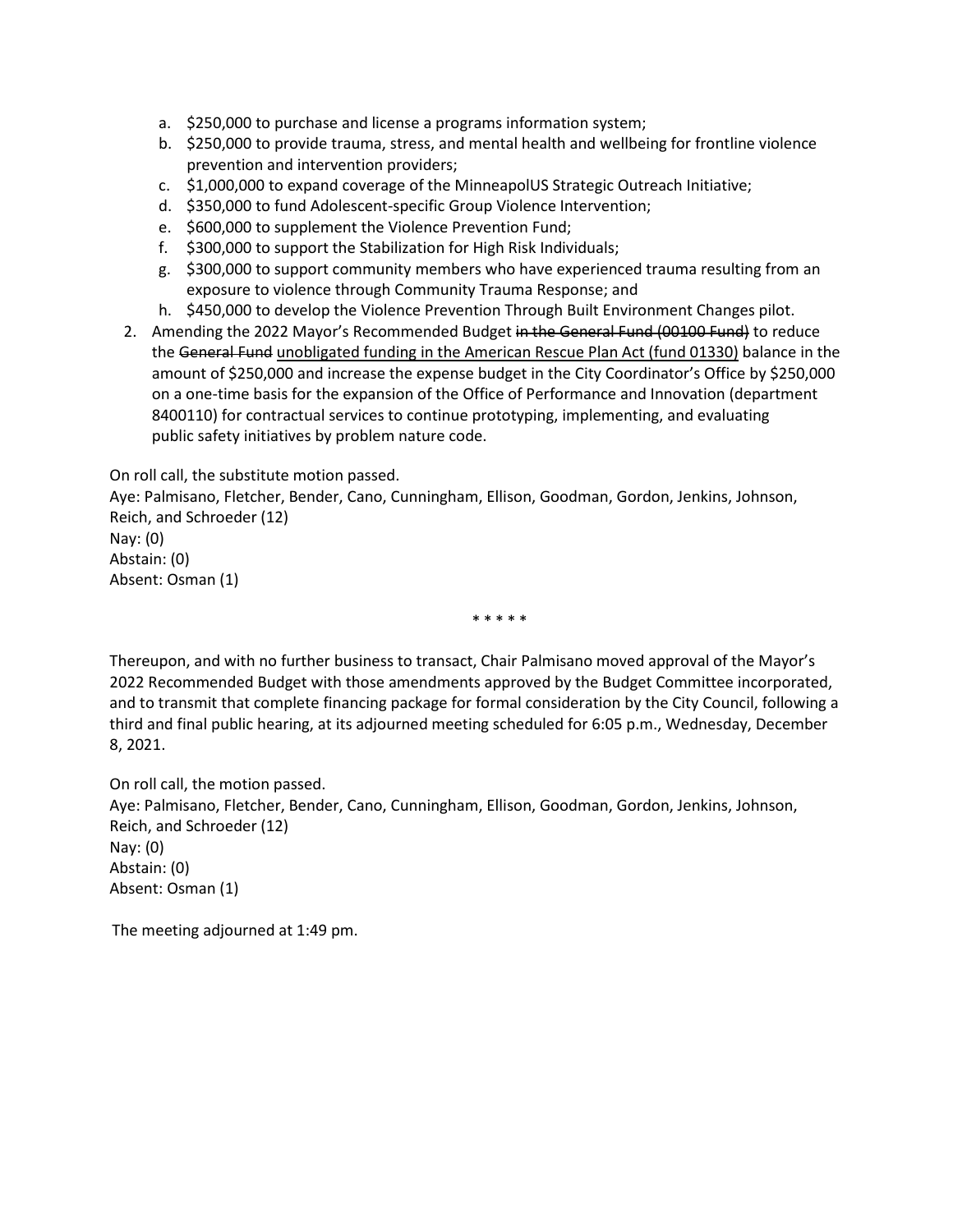a. $250,000 to purchase and license a programs information system;
b. $250,000 to provide trauma, stress, and mental health and wellbeing for frontline violence prevention and intervention providers;
c. $1,000,000 to expand coverage of the MinneapolUS Strategic Outreach Initiative;
d. $350,000 to fund Adolescent-specific Group Violence Intervention;
e. $600,000 to supplement the Violence Prevention Fund;
f. $300,000 to support the Stabilization for High Risk Individuals;
g. $300,000 to support community members who have experienced trauma resulting from an exposure to violence through Community Trauma Response; and
h. $450,000 to develop the Violence Prevention Through Built Environment Changes pilot.

2. Amending the 2022 Mayor's Recommended Budget ~~in the General Fund (00100 Fund)~~ to reduce the ~~General Fund~~ unobligated funding in the American Rescue Plan Act (fund 01330) balance in the amount of $250,000 and increase the expense budget in the City Coordinator's Office by $250,000 on a one-time basis for the expansion of the Office of Performance and Innovation (department 8400110) for contractual services to continue prototyping, implementing, and evaluating public safety initiatives by problem nature code.

On roll call, the substitute motion passed.
Aye: Palmisano, Fletcher, Bender, Cano, Cunningham, Ellison, Goodman, Gordon, Jenkins, Johnson, Reich, and Schroeder (12)
Nay: (0)
Abstain: (0)
Absent: Osman (1)

\* \* \* \* \*

Thereupon, and with no further business to transact, Chair Palmisano moved approval of the Mayor's 2022 Recommended Budget with those amendments approved by the Budget Committee incorporated, and to transmit that complete financing package for formal consideration by the City Council, following a third and final public hearing, at its adjourned meeting scheduled for 6:05 p.m., Wednesday, December 8, 2021.

On roll call, the motion passed.
Aye: Palmisano, Fletcher, Bender, Cano, Cunningham, Ellison, Goodman, Gordon, Jenkins, Johnson, Reich, and Schroeder (12)
Nay: (0)
Abstain: (0)
Absent: Osman (1)

The meeting adjourned at 1:49 pm.